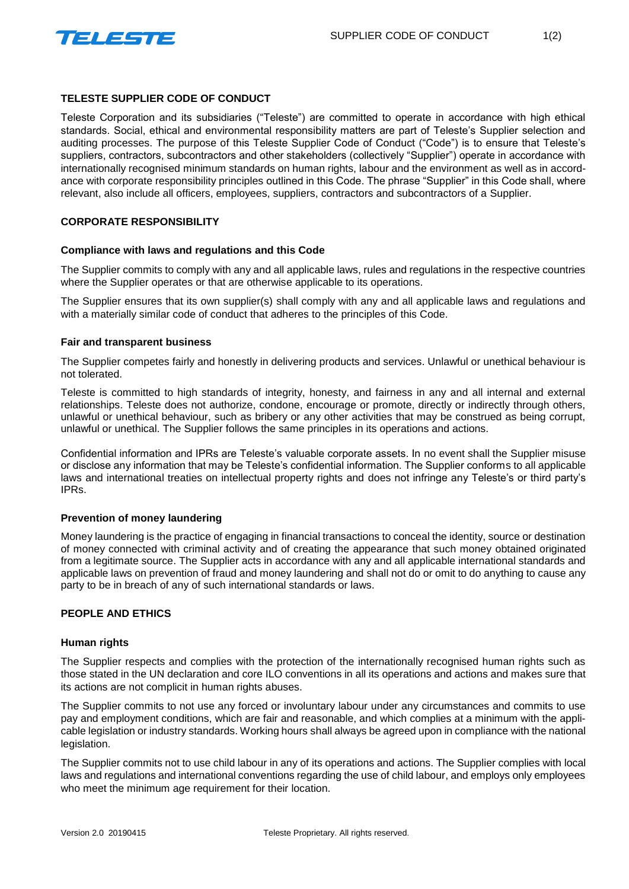# TELESTE SUPPLIER CODE OF CONDUCT

Teleste Corporation and its subsidiaries ("Teleste") are committed to operate in accordance with high ethical standards. Social, ethical and environmental responsibility matters are part of Teleste's Supplier selection and auditing processes. The purpose of this Teleste Supplier Code of Conduct ("Code") is to ensure that Teleste's suppliers, contractors, subcontractors and other stakeholders (collectively "Supplier") operate in accordance with internationally recognised minimum standards on human rights, labour and the environment as well as in accordance with corporate responsibility principles outlined in this Code. The phrase "Supplier" in this Code shall, where relevant, also include all officers, employees, suppliers, contractors and subcontractors of a Supplier.

## CORPORATE RESPONSIBILITY

### Compliance with laws and regulations and this Code

The Supplier commits to comply with any and all applicable laws, rules and regulations in the respective countries where the Supplier operates or that are otherwise applicable to its operations.

The Supplier ensures that its own supplier(s) shall comply with any and all applicable laws and regulations and with a materially similar code of conduct that adheres to the principles of this Code.

### Fair and transparent business

The Supplier competes fairly and honestly in delivering products and services. Unlawful or unethical behaviour is not tolerated.

Teleste is committed to high standards of integrity, honesty, and fairness in any and all internal and external relationships. Teleste does not authorize, condone, encourage or promote, directly or indirectly through others, unlawful or unethical behaviour, such as bribery or any other activities that may be construed as being corrupt, unlawful or unethical. The Supplier follows the same principles in its operations and actions.

Confidential information and IPRs are Teleste's valuable corporate assets. In no event shall the Supplier misuse or disclose any information that may be Teleste's confidential information. The Supplier conforms to all applicable laws and international treaties on intellectual property rights and does not infringe any Teleste's or third party's IPRs.

### Prevention of money laundering

Money laundering is the practice of engaging in financial transactions to conceal the identity, source or destination of money connected with criminal activity and of creating the appearance that such money obtained originated from a legitimate source. The Supplier acts in accordance with any and all applicable international standards and applicable laws on prevention of fraud and money laundering and shall not do or omit to do anything to cause any party to be in breach of any of such international standards or laws.

## PEOPLE AND ETHICS

### Human rights

The Supplier respects and complies with the protection of the internationally recognised human rights such as those stated in the UN declaration and core ILO conventions in all its operations and actions and makes sure that its actions are not complicit in human rights abuses.

The Supplier commits to not use any forced or involuntary labour under any circumstances and commits to use pay and employment conditions, which are fair and reasonable, and which complies at a minimum with the applicable legislation or industry standards. Working hours shall always be agreed upon in compliance with the national legislation.

The Supplier commits not to use child labour in any of its operations and actions. The Supplier complies with local laws and regulations and international conventions regarding the use of child labour, and employs only employees who meet the minimum age requirement for their location.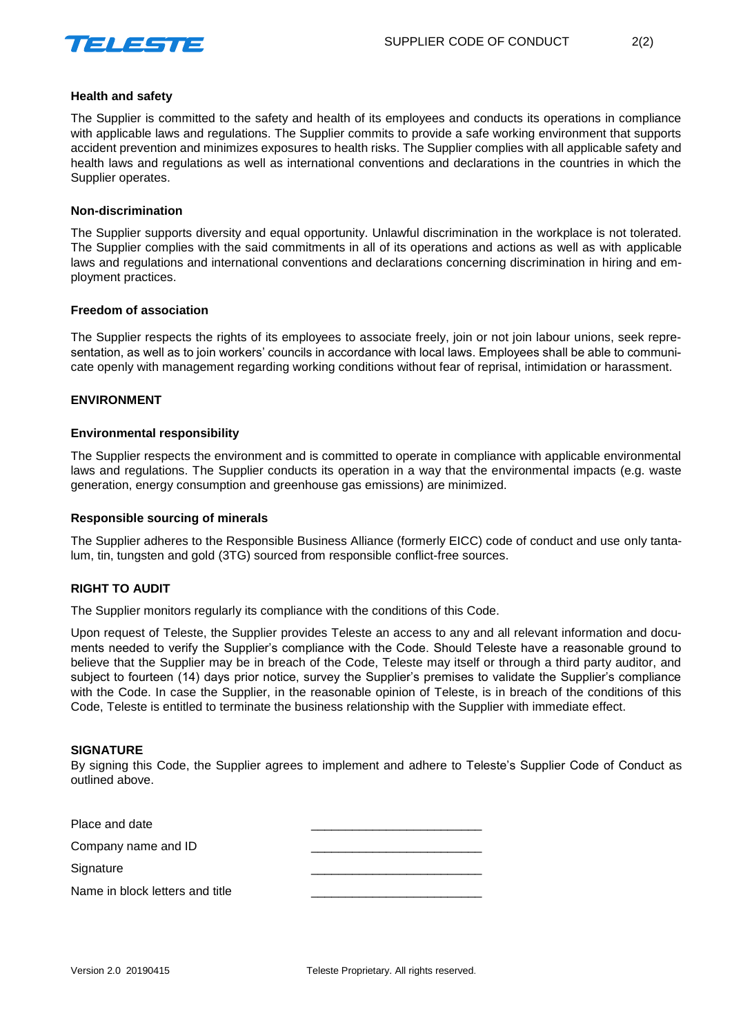### Health and safety

The Supplier is committed to the safety and health of its employees and conducts its operations in compliance with applicable laws and regulations. The Supplier commits to provide a safe working environment that supports accident prevention and minimizes exposures to health risks. The Supplier complies with all applicable safety and health laws and regulations as well as international conventions and declarations in the countries in which the Supplier operates.

### Non-discrimination

The Supplier supports diversity and equal opportunity. Unlawful discrimination in the workplace is not tolerated. The Supplier complies with the said commitments in all of its operations and actions as well as with applicable laws and regulations and international conventions and declarations concerning discrimination in hiring and employment practices.

### Freedom of association

The Supplier respects the rights of its employees to associate freely, join or not join labour unions, seek representation, as well as to join workers' councils in accordance with local laws. Employees shall be able to communicate openly with management regarding working conditions without fear of reprisal, intimidation or harassment.

## ENVIRONMENT

### Environmental responsibility

The Supplier respects the environment and is committed to operate in compliance with applicable environmental laws and regulations. The Supplier conducts its operation in a way that the environmental impacts (e.g. waste generation, energy consumption and greenhouse gas emissions) are minimized.

### Responsible sourcing of minerals

The Supplier adheres to the Responsible Business Alliance (formerly EICC) code of conduct and use only tantalum, tin, tungsten and gold (3TG) sourced from responsible conflict-free sources.

## RIGHT TO AUDIT

The Supplier monitors regularly its compliance with the conditions of this Code.

Upon request of Teleste, the Supplier provides Teleste an access to any and all relevant information and documents needed to verify the Supplier's compliance with the Code. Should Teleste have a reasonable ground to believe that the Supplier may be in breach of the Code, Teleste may itself or through a third party auditor, and subject to fourteen (14) days prior notice, survey the Supplier's premises to validate the Supplier's compliance with the Code. In case the Supplier, in the reasonable opinion of Teleste, is in breach of the conditions of this Code, Teleste is entitled to terminate the business relationship with the Supplier with immediate effect.

## SIGNATURE

By signing this Code, the Supplier agrees to implement and adhere to Teleste's Supplier Code of Conduct as outlined above.

Place and date _________________________

Company name and ID _________________________

Signature _________________________

Name in block letters and title _________________________

Version 2.0 20190415

Teleste Proprietary. All rights reserved.